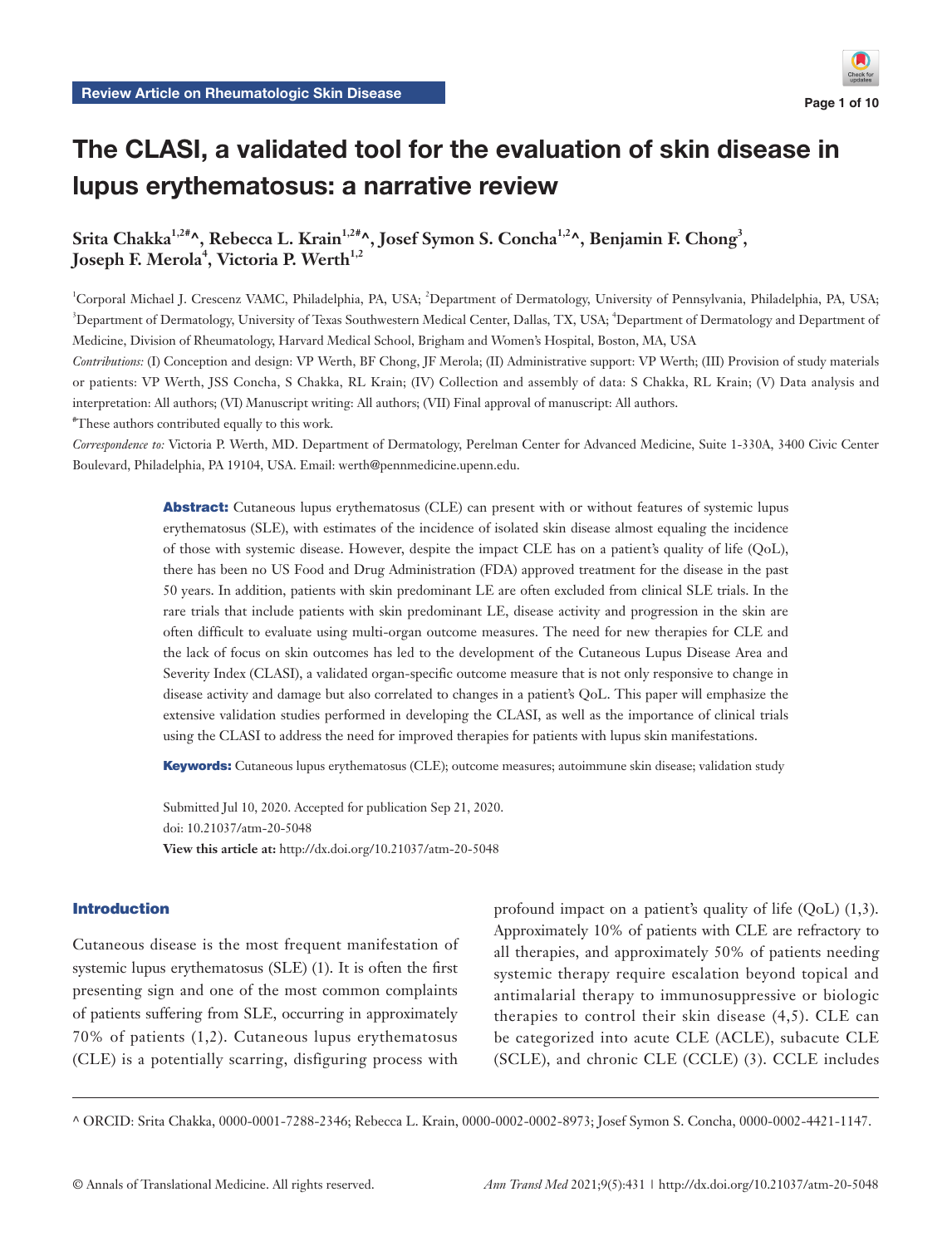Review Article on Rheumatologic Skin Disease

# The CLASI, a validated tool for the evaluation of skin disease in lupus erythematosus: a narrative review

**Srita Chakka[1,2#^], Rebecca L. Krain[1,2#^], Josef Symon S. Concha[1,2^], Benjamin F. Chong[3], Joseph F. Merola[4], Victoria P. Werth[1,2]**

[1]Corporal Michael J. Crescenz VAMC, Philadelphia, PA, USA; [2]Department of Dermatology, University of Pennsylvania, Philadelphia, PA, USA; [3]Department of Dermatology, University of Texas Southwestern Medical Center, Dallas, TX, USA; [4]Department of Dermatology and Department of Medicine, Division of Rheumatology, Harvard Medical School, Brigham and Women's Hospital, Boston, MA, USA

*Contributions:* (I) Conception and design: VP Werth, BF Chong, JF Merola; (II) Administrative support: VP Werth; (III) Provision of study materials or patients: VP Werth, JSS Concha, S Chakka, RL Krain; (IV) Collection and assembly of data: S Chakka, RL Krain; (V) Data analysis and interpretation: All authors; (VI) Manuscript writing: All authors; (VII) Final approval of manuscript: All authors.

[#]These authors contributed equally to this work.

*Correspondence to:* Victoria P. Werth, MD. Department of Dermatology, Perelman Center for Advanced Medicine, Suite 1-330A, 3400 Civic Center Boulevard, Philadelphia, PA 19104, USA. Email: werth@pennmedicine.upenn.edu.

**Abstract:** Cutaneous lupus erythematosus (CLE) can present with or without features of systemic lupus erythematosus (SLE), with estimates of the incidence of isolated skin disease almost equaling the incidence of those with systemic disease. However, despite the impact CLE has on a patient's quality of life (QoL), there has been no US Food and Drug Administration (FDA) approved treatment for the disease in the past 50 years. In addition, patients with skin predominant LE are often excluded from clinical SLE trials. In the rare trials that include patients with skin predominant LE, disease activity and progression in the skin are often difficult to evaluate using multi-organ outcome measures. The need for new therapies for CLE and the lack of focus on skin outcomes has led to the development of the Cutaneous Lupus Disease Area and Severity Index (CLASI), a validated organ-specific outcome measure that is not only responsive to change in disease activity and damage but also correlated to changes in a patient's QoL. This paper will emphasize the extensive validation studies performed in developing the CLASI, as well as the importance of clinical trials using the CLASI to address the need for improved therapies for patients with lupus skin manifestations.

**Keywords:** Cutaneous lupus erythematosus (CLE); outcome measures; autoimmune skin disease; validation study

Submitted Jul 10, 2020. Accepted for publication Sep 21, 2020.
doi: 10.21037/atm-20-5048
**View this article at:** http://dx.doi.org/10.21037/atm-20-5048

## Introduction

Cutaneous disease is the most frequent manifestation of systemic lupus erythematosus (SLE) (1). It is often the first presenting sign and one of the most common complaints of patients suffering from SLE, occurring in approximately 70% of patients (1,2). Cutaneous lupus erythematosus (CLE) is a potentially scarring, disfiguring process with profound impact on a patient's quality of life (QoL) (1,3). Approximately 10% of patients with CLE are refractory to all therapies, and approximately 50% of patients needing systemic therapy require escalation beyond topical and antimalarial therapy to immunosuppressive or biologic therapies to control their skin disease (4,5). CLE can be categorized into acute CLE (ACLE), subacute CLE (SCLE), and chronic CLE (CCLE) (3). CCLE includes

^ ORCID: Srita Chakka, 0000-0001-7288-2346; Rebecca L. Krain, 0000-0002-0002-8973; Josef Symon S. Concha, 0000-0002-4421-1147.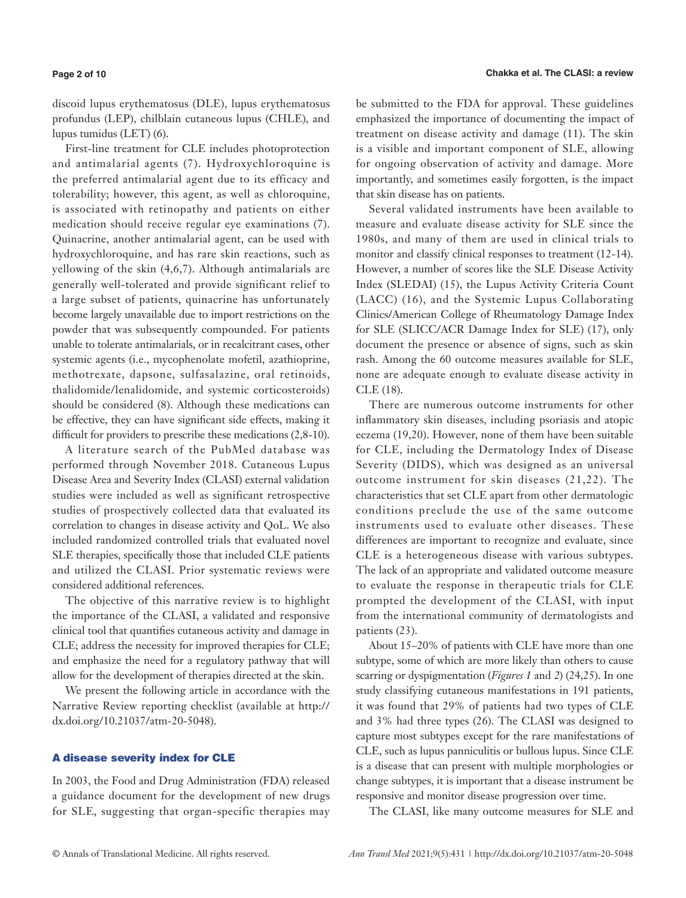discoid lupus erythematosus (DLE), lupus erythematosus profundus (LEP), chilblain cutaneous lupus (CHLE), and lupus tumidus (LET) (6).

First-line treatment for CLE includes photoprotection and antimalarial agents (7). Hydroxychloroquine is the preferred antimalarial agent due to its efficacy and tolerability; however, this agent, as well as chloroquine, is associated with retinopathy and patients on either medication should receive regular eye examinations (7). Quinacrine, another antimalarial agent, can be used with hydroxychloroquine, and has rare skin reactions, such as yellowing of the skin (4,6,7). Although antimalarials are generally well-tolerated and provide significant relief to a large subset of patients, quinacrine has unfortunately become largely unavailable due to import restrictions on the powder that was subsequently compounded. For patients unable to tolerate antimalarials, or in recalcitrant cases, other systemic agents (i.e., mycophenolate mofetil, azathioprine, methotrexate, dapsone, sulfasalazine, oral retinoids, thalidomide/lenalidomide, and systemic corticosteroids) should be considered (8). Although these medications can be effective, they can have significant side effects, making it difficult for providers to prescribe these medications (2,8-10).

A literature search of the PubMed database was performed through November 2018. Cutaneous Lupus Disease Area and Severity Index (CLASI) external validation studies were included as well as significant retrospective studies of prospectively collected data that evaluated its correlation to changes in disease activity and QoL. We also included randomized controlled trials that evaluated novel SLE therapies, specifically those that included CLE patients and utilized the CLASI. Prior systematic reviews were considered additional references.

The objective of this narrative review is to highlight the importance of the CLASI, a validated and responsive clinical tool that quantifies cutaneous activity and damage in CLE; address the necessity for improved therapies for CLE; and emphasize the need for a regulatory pathway that will allow for the development of therapies directed at the skin.

We present the following article in accordance with the Narrative Review reporting checklist (available at http://dx.doi.org/10.21037/atm-20-5048).

## A disease severity index for CLE

In 2003, the Food and Drug Administration (FDA) released a guidance document for the development of new drugs for SLE, suggesting that organ-specific therapies may be submitted to the FDA for approval. These guidelines emphasized the importance of documenting the impact of treatment on disease activity and damage (11). The skin is a visible and important component of SLE, allowing for ongoing observation of activity and damage. More importantly, and sometimes easily forgotten, is the impact that skin disease has on patients.

Several validated instruments have been available to measure and evaluate disease activity for SLE since the 1980s, and many of them are used in clinical trials to monitor and classify clinical responses to treatment (12-14). However, a number of scores like the SLE Disease Activity Index (SLEDAI) (15), the Lupus Activity Criteria Count (LACC) (16), and the Systemic Lupus Collaborating Clinics/American College of Rheumatology Damage Index for SLE (SLICC/ACR Damage Index for SLE) (17), only document the presence or absence of signs, such as skin rash. Among the 60 outcome measures available for SLE, none are adequate enough to evaluate disease activity in CLE (18).

There are numerous outcome instruments for other inflammatory skin diseases, including psoriasis and atopic eczema (19,20). However, none of them have been suitable for CLE, including the Dermatology Index of Disease Severity (DIDS), which was designed as an universal outcome instrument for skin diseases (21,22). The characteristics that set CLE apart from other dermatologic conditions preclude the use of the same outcome instruments used to evaluate other diseases. These differences are important to recognize and evaluate, since CLE is a heterogeneous disease with various subtypes. The lack of an appropriate and validated outcome measure to evaluate the response in therapeutic trials for CLE prompted the development of the CLASI, with input from the international community of dermatologists and patients (23).

About 15–20% of patients with CLE have more than one subtype, some of which are more likely than others to cause scarring or dyspigmentation (*Figures 1* and *2*) (24,25). In one study classifying cutaneous manifestations in 191 patients, it was found that 29% of patients had two types of CLE and 3% had three types (26). The CLASI was designed to capture most subtypes except for the rare manifestations of CLE, such as lupus panniculitis or bullous lupus. Since CLE is a disease that can present with multiple morphologies or change subtypes, it is important that a disease instrument be responsive and monitor disease progression over time.

The CLASI, like many outcome measures for SLE and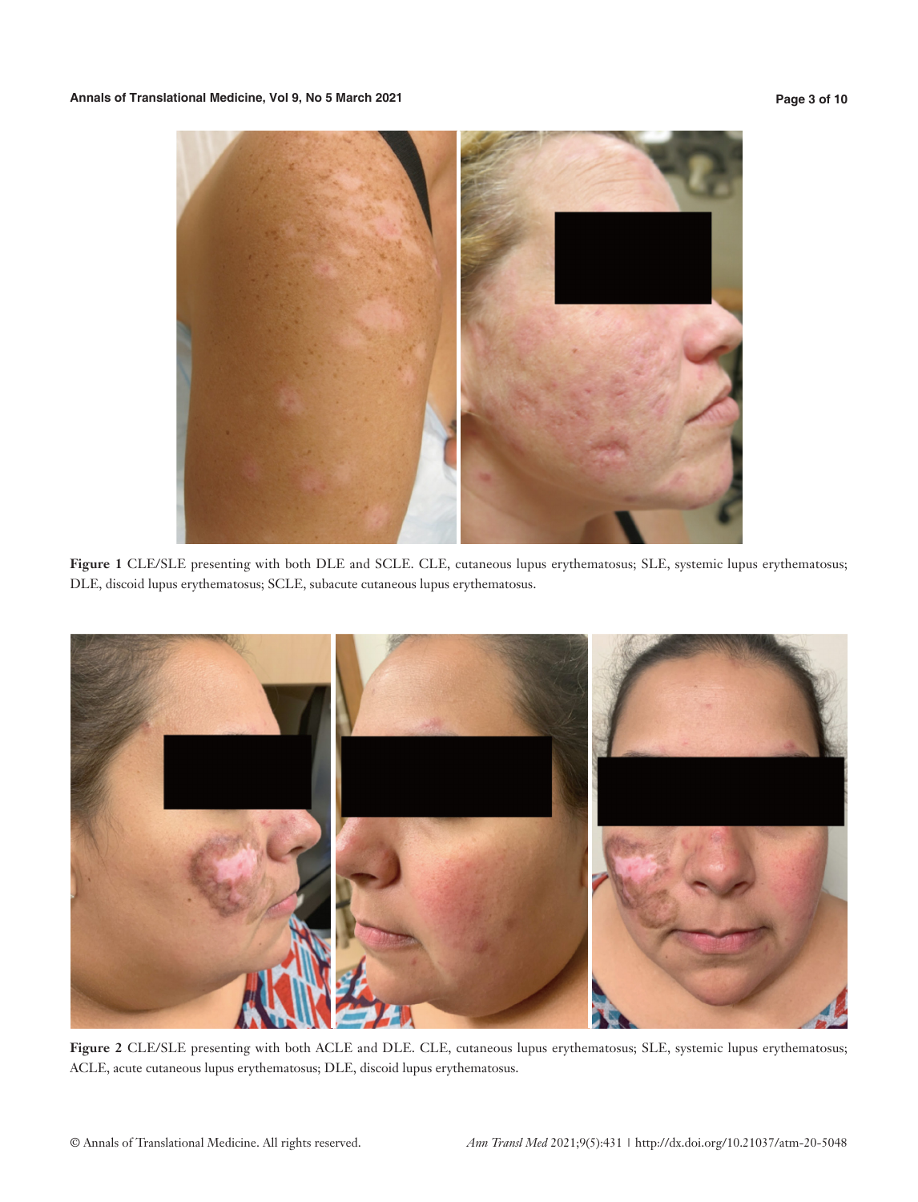**Figure 1** CLE/SLE presenting with both DLE and SCLE. CLE, cutaneous lupus erythematosus; SLE, systemic lupus erythematosus; DLE, discoid lupus erythematosus; SCLE, subacute cutaneous lupus erythematosus.

**Figure 2** CLE/SLE presenting with both ACLE and DLE. CLE, cutaneous lupus erythematosus; SLE, systemic lupus erythematosus; ACLE, acute cutaneous lupus erythematosus; DLE, discoid lupus erythematosus.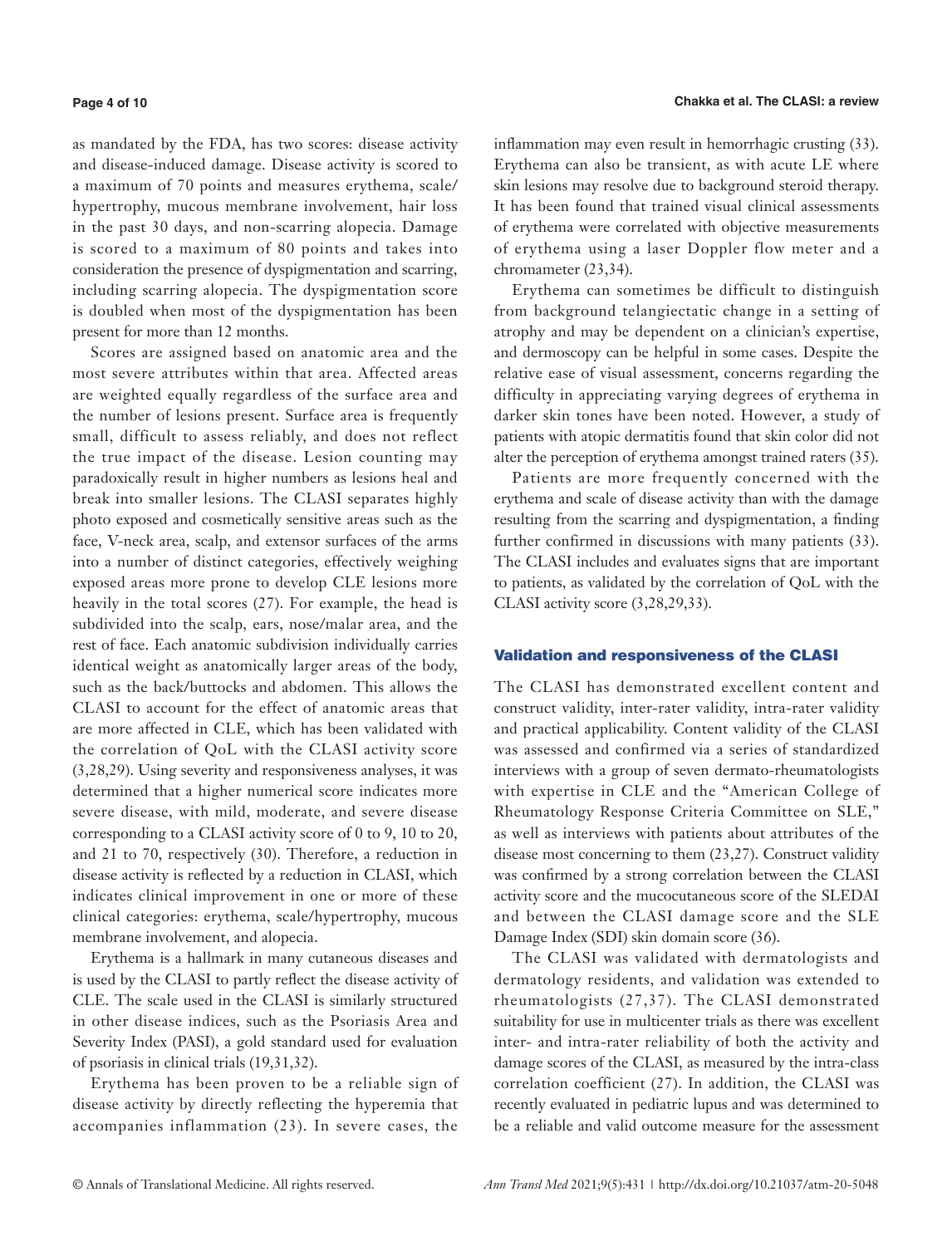as mandated by the FDA, has two scores: disease activity and disease-induced damage. Disease activity is scored to a maximum of 70 points and measures erythema, scale/hypertrophy, mucous membrane involvement, hair loss in the past 30 days, and non-scarring alopecia. Damage is scored to a maximum of 80 points and takes into consideration the presence of dyspigmentation and scarring, including scarring alopecia. The dyspigmentation score is doubled when most of the dyspigmentation has been present for more than 12 months.

Scores are assigned based on anatomic area and the most severe attributes within that area. Affected areas are weighted equally regardless of the surface area and the number of lesions present. Surface area is frequently small, difficult to assess reliably, and does not reflect the true impact of the disease. Lesion counting may paradoxically result in higher numbers as lesions heal and break into smaller lesions. The CLASI separates highly photo exposed and cosmetically sensitive areas such as the face, V-neck area, scalp, and extensor surfaces of the arms into a number of distinct categories, effectively weighing exposed areas more prone to develop CLE lesions more heavily in the total scores (27). For example, the head is subdivided into the scalp, ears, nose/malar area, and the rest of face. Each anatomic subdivision individually carries identical weight as anatomically larger areas of the body, such as the back/buttocks and abdomen. This allows the CLASI to account for the effect of anatomic areas that are more affected in CLE, which has been validated with the correlation of QoL with the CLASI activity score (3,28,29). Using severity and responsiveness analyses, it was determined that a higher numerical score indicates more severe disease, with mild, moderate, and severe disease corresponding to a CLASI activity score of 0 to 9, 10 to 20, and 21 to 70, respectively (30). Therefore, a reduction in disease activity is reflected by a reduction in CLASI, which indicates clinical improvement in one or more of these clinical categories: erythema, scale/hypertrophy, mucous membrane involvement, and alopecia.

Erythema is a hallmark in many cutaneous diseases and is used by the CLASI to partly reflect the disease activity of CLE. The scale used in the CLASI is similarly structured in other disease indices, such as the Psoriasis Area and Severity Index (PASI), a gold standard used for evaluation of psoriasis in clinical trials (19,31,32).

Erythema has been proven to be a reliable sign of disease activity by directly reflecting the hyperemia that accompanies inflammation (23). In severe cases, the inflammation may even result in hemorrhagic crusting (33). Erythema can also be transient, as with acute LE where skin lesions may resolve due to background steroid therapy. It has been found that trained visual clinical assessments of erythema were correlated with objective measurements of erythema using a laser Doppler flow meter and a chromameter (23,34).

Erythema can sometimes be difficult to distinguish from background telangiectatic change in a setting of atrophy and may be dependent on a clinician's expertise, and dermoscopy can be helpful in some cases. Despite the relative ease of visual assessment, concerns regarding the difficulty in appreciating varying degrees of erythema in darker skin tones have been noted. However, a study of patients with atopic dermatitis found that skin color did not alter the perception of erythema amongst trained raters (35).

Patients are more frequently concerned with the erythema and scale of disease activity than with the damage resulting from the scarring and dyspigmentation, a finding further confirmed in discussions with many patients (33). The CLASI includes and evaluates signs that are important to patients, as validated by the correlation of QoL with the CLASI activity score (3,28,29,33).

## Validation and responsiveness of the CLASI

The CLASI has demonstrated excellent content and construct validity, inter-rater validity, intra-rater validity and practical applicability. Content validity of the CLASI was assessed and confirmed via a series of standardized interviews with a group of seven dermato-rheumatologists with expertise in CLE and the "American College of Rheumatology Response Criteria Committee on SLE," as well as interviews with patients about attributes of the disease most concerning to them (23,27). Construct validity was confirmed by a strong correlation between the CLASI activity score and the mucocutaneous score of the SLEDAI and between the CLASI damage score and the SLE Damage Index (SDI) skin domain score (36).

The CLASI was validated with dermatologists and dermatology residents, and validation was extended to rheumatologists (27,37). The CLASI demonstrated suitability for use in multicenter trials as there was excellent inter- and intra-rater reliability of both the activity and damage scores of the CLASI, as measured by the intra-class correlation coefficient (27). In addition, the CLASI was recently evaluated in pediatric lupus and was determined to be a reliable and valid outcome measure for the assessment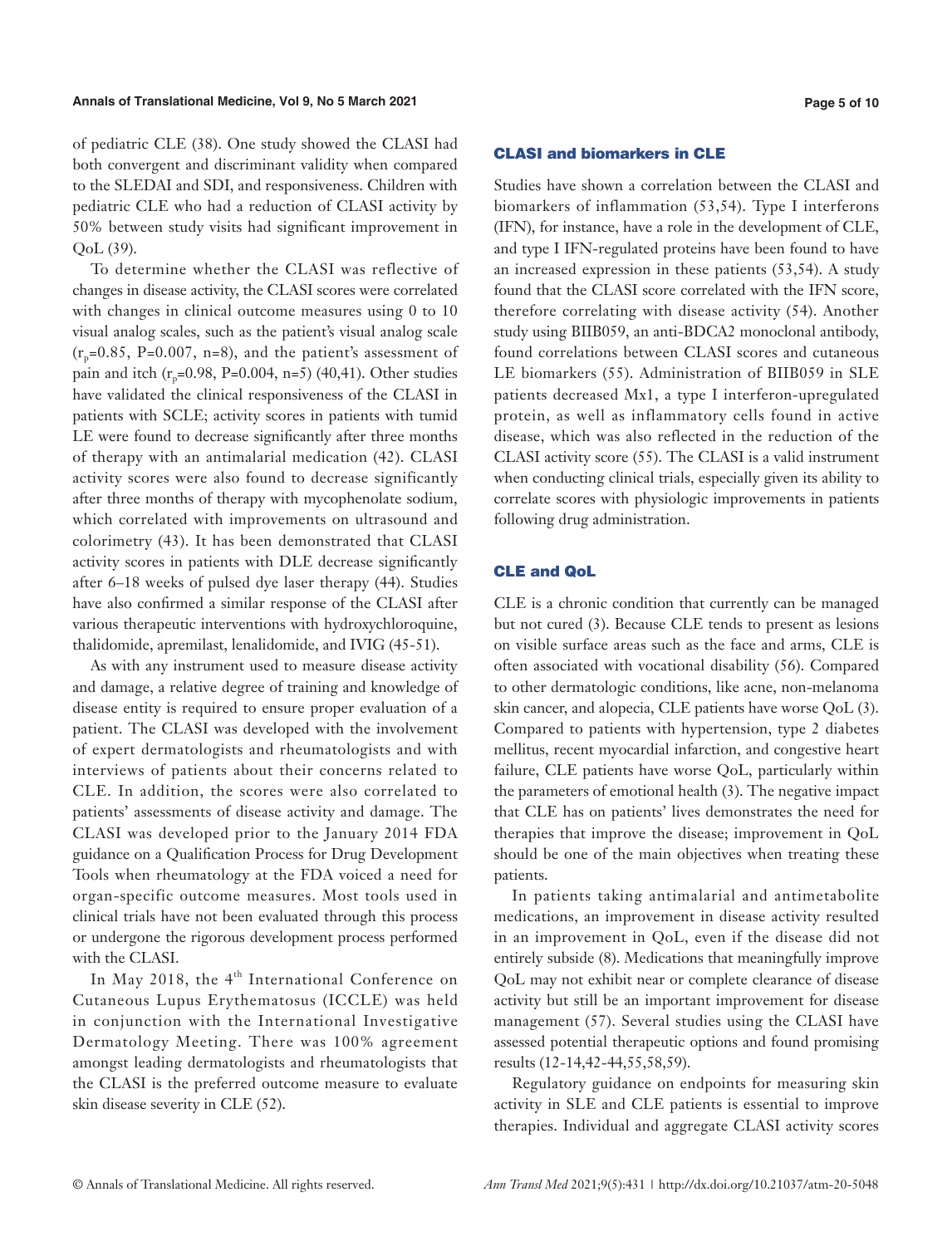of pediatric CLE (38). One study showed the CLASI had both convergent and discriminant validity when compared to the SLEDAI and SDI, and responsiveness. Children with pediatric CLE who had a reduction of CLASI activity by 50% between study visits had significant improvement in QoL (39).

To determine whether the CLASI was reflective of changes in disease activity, the CLASI scores were correlated with changes in clinical outcome measures using 0 to 10 visual analog scales, such as the patient's visual analog scale ($r_p$=0.85, P=0.007, n=8), and the patient's assessment of pain and itch ($r_p$=0.98, P=0.004, n=5) (40,41). Other studies have validated the clinical responsiveness of the CLASI in patients with SCLE; activity scores in patients with tumid LE were found to decrease significantly after three months of therapy with an antimalarial medication (42). CLASI activity scores were also found to decrease significantly after three months of therapy with mycophenolate sodium, which correlated with improvements on ultrasound and colorimetry (43). It has been demonstrated that CLASI activity scores in patients with DLE decrease significantly after 6–18 weeks of pulsed dye laser therapy (44). Studies have also confirmed a similar response of the CLASI after various therapeutic interventions with hydroxychloroquine, thalidomide, apremilast, lenalidomide, and IVIG (45-51).

As with any instrument used to measure disease activity and damage, a relative degree of training and knowledge of disease entity is required to ensure proper evaluation of a patient. The CLASI was developed with the involvement of expert dermatologists and rheumatologists and with interviews of patients about their concerns related to CLE. In addition, the scores were also correlated to patients' assessments of disease activity and damage. The CLASI was developed prior to the January 2014 FDA guidance on a Qualification Process for Drug Development Tools when rheumatology at the FDA voiced a need for organ-specific outcome measures. Most tools used in clinical trials have not been evaluated through this process or undergone the rigorous development process performed with the CLASI.

In May 2018, the 4th International Conference on Cutaneous Lupus Erythematosus (ICCLE) was held in conjunction with the International Investigative Dermatology Meeting. There was 100% agreement amongst leading dermatologists and rheumatologists that the CLASI is the preferred outcome measure to evaluate skin disease severity in CLE (52).

## CLASI and biomarkers in CLE

Studies have shown a correlation between the CLASI and biomarkers of inflammation (53,54). Type I interferons (IFN), for instance, have a role in the development of CLE, and type I IFN-regulated proteins have been found to have an increased expression in these patients (53,54). A study found that the CLASI score correlated with the IFN score, therefore correlating with disease activity (54). Another study using BIIB059, an anti-BDCA2 monoclonal antibody, found correlations between CLASI scores and cutaneous LE biomarkers (55). Administration of BIIB059 in SLE patients decreased Mx1, a type I interferon-upregulated protein, as well as inflammatory cells found in active disease, which was also reflected in the reduction of the CLASI activity score (55). The CLASI is a valid instrument when conducting clinical trials, especially given its ability to correlate scores with physiologic improvements in patients following drug administration.

## CLE and QoL

CLE is a chronic condition that currently can be managed but not cured (3). Because CLE tends to present as lesions on visible surface areas such as the face and arms, CLE is often associated with vocational disability (56). Compared to other dermatologic conditions, like acne, non-melanoma skin cancer, and alopecia, CLE patients have worse QoL (3). Compared to patients with hypertension, type 2 diabetes mellitus, recent myocardial infarction, and congestive heart failure, CLE patients have worse QoL, particularly within the parameters of emotional health (3). The negative impact that CLE has on patients' lives demonstrates the need for therapies that improve the disease; improvement in QoL should be one of the main objectives when treating these patients.

In patients taking antimalarial and antimetabolite medications, an improvement in disease activity resulted in an improvement in QoL, even if the disease did not entirely subside (8). Medications that meaningfully improve QoL may not exhibit near or complete clearance of disease activity but still be an important improvement for disease management (57). Several studies using the CLASI have assessed potential therapeutic options and found promising results (12-14,42-44,55,58,59).

Regulatory guidance on endpoints for measuring skin activity in SLE and CLE patients is essential to improve therapies. Individual and aggregate CLASI activity scores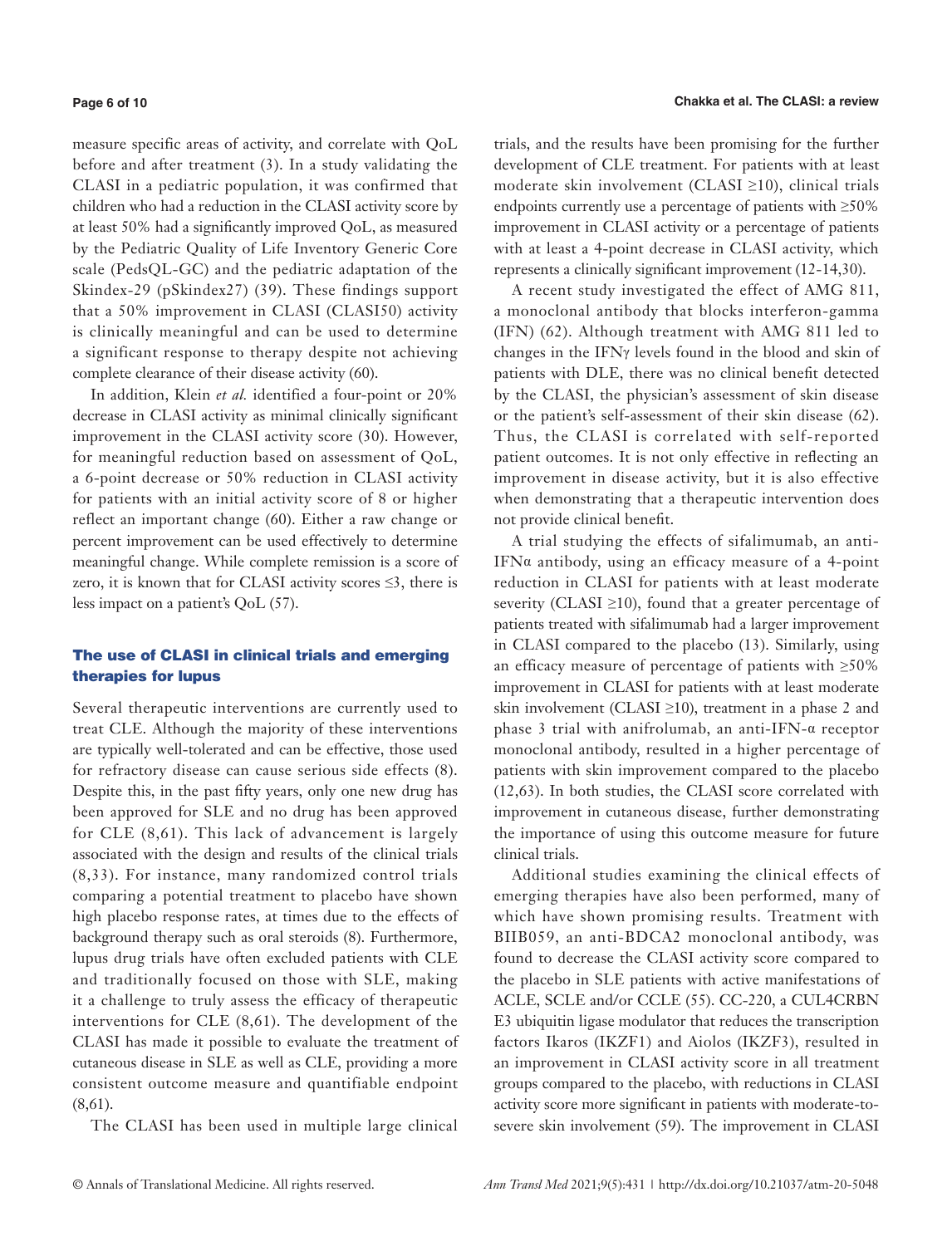measure specific areas of activity, and correlate with QoL before and after treatment (3). In a study validating the CLASI in a pediatric population, it was confirmed that children who had a reduction in the CLASI activity score by at least 50% had a significantly improved QoL, as measured by the Pediatric Quality of Life Inventory Generic Core scale (PedsQL-GC) and the pediatric adaptation of the Skindex-29 (pSkindex27) (39). These findings support that a 50% improvement in CLASI (CLASI50) activity is clinically meaningful and can be used to determine a significant response to therapy despite not achieving complete clearance of their disease activity (60).

In addition, Klein *et al.* identified a four-point or 20% decrease in CLASI activity as minimal clinically significant improvement in the CLASI activity score (30). However, for meaningful reduction based on assessment of QoL, a 6-point decrease or 50% reduction in CLASI activity for patients with an initial activity score of 8 or higher reflect an important change (60). Either a raw change or percent improvement can be used effectively to determine meaningful change. While complete remission is a score of zero, it is known that for CLASI activity scores ≤3, there is less impact on a patient's QoL (57).

## The use of CLASI in clinical trials and emerging therapies for lupus

Several therapeutic interventions are currently used to treat CLE. Although the majority of these interventions are typically well-tolerated and can be effective, those used for refractory disease can cause serious side effects (8). Despite this, in the past fifty years, only one new drug has been approved for SLE and no drug has been approved for CLE (8,61). This lack of advancement is largely associated with the design and results of the clinical trials (8,33). For instance, many randomized control trials comparing a potential treatment to placebo have shown high placebo response rates, at times due to the effects of background therapy such as oral steroids (8). Furthermore, lupus drug trials have often excluded patients with CLE and traditionally focused on those with SLE, making it a challenge to truly assess the efficacy of therapeutic interventions for CLE (8,61). The development of the CLASI has made it possible to evaluate the treatment of cutaneous disease in SLE as well as CLE, providing a more consistent outcome measure and quantifiable endpoint (8,61).

The CLASI has been used in multiple large clinical trials, and the results have been promising for the further development of CLE treatment. For patients with at least moderate skin involvement (CLASI ≥10), clinical trials endpoints currently use a percentage of patients with ≥50% improvement in CLASI activity or a percentage of patients with at least a 4-point decrease in CLASI activity, which represents a clinically significant improvement (12-14,30).

A recent study investigated the effect of AMG 811, a monoclonal antibody that blocks interferon-gamma (IFN) (62). Although treatment with AMG 811 led to changes in the IFNγ levels found in the blood and skin of patients with DLE, there was no clinical benefit detected by the CLASI, the physician's assessment of skin disease or the patient's self-assessment of their skin disease (62). Thus, the CLASI is correlated with self-reported patient outcomes. It is not only effective in reflecting an improvement in disease activity, but it is also effective when demonstrating that a therapeutic intervention does not provide clinical benefit.

A trial studying the effects of sifalimumab, an anti-IFNα antibody, using an efficacy measure of a 4-point reduction in CLASI for patients with at least moderate severity (CLASI ≥10), found that a greater percentage of patients treated with sifalimumab had a larger improvement in CLASI compared to the placebo (13). Similarly, using an efficacy measure of percentage of patients with ≥50% improvement in CLASI for patients with at least moderate skin involvement (CLASI ≥10), treatment in a phase 2 and phase 3 trial with anifrolumab, an anti-IFN-α receptor monoclonal antibody, resulted in a higher percentage of patients with skin improvement compared to the placebo (12,63). In both studies, the CLASI score correlated with improvement in cutaneous disease, further demonstrating the importance of using this outcome measure for future clinical trials.

Additional studies examining the clinical effects of emerging therapies have also been performed, many of which have shown promising results. Treatment with BIIB059, an anti-BDCA2 monoclonal antibody, was found to decrease the CLASI activity score compared to the placebo in SLE patients with active manifestations of ACLE, SCLE and/or CCLE (55). CC-220, a CUL4CRBN E3 ubiquitin ligase modulator that reduces the transcription factors Ikaros (IKZF1) and Aiolos (IKZF3), resulted in an improvement in CLASI activity score in all treatment groups compared to the placebo, with reductions in CLASI activity score more significant in patients with moderate-to-severe skin involvement (59). The improvement in CLASI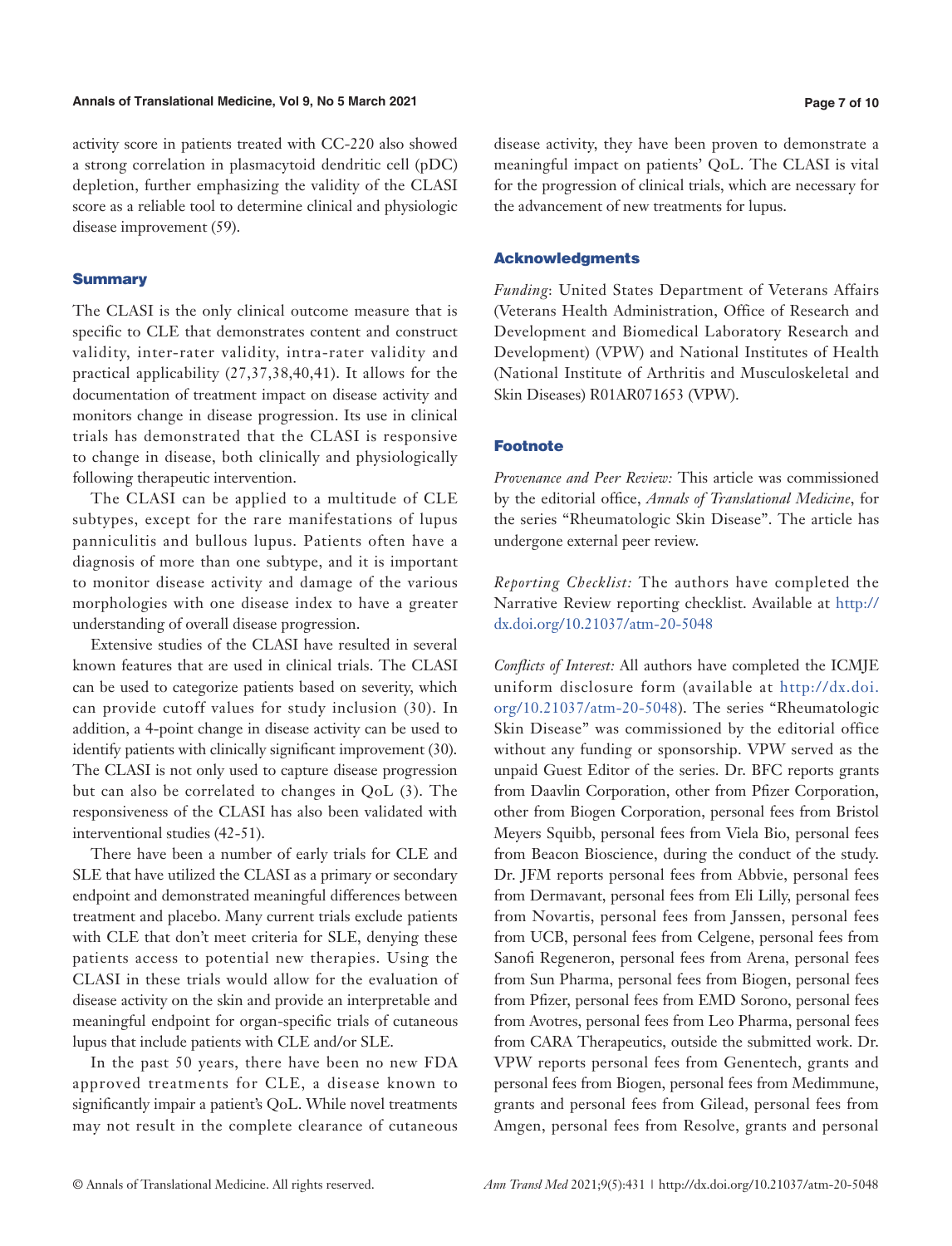activity score in patients treated with CC-220 also showed a strong correlation in plasmacytoid dendritic cell (pDC) depletion, further emphasizing the validity of the CLASI score as a reliable tool to determine clinical and physiologic disease improvement (59).

## Summary

The CLASI is the only clinical outcome measure that is specific to CLE that demonstrates content and construct validity, inter-rater validity, intra-rater validity and practical applicability (27,37,38,40,41). It allows for the documentation of treatment impact on disease activity and monitors change in disease progression. Its use in clinical trials has demonstrated that the CLASI is responsive to change in disease, both clinically and physiologically following therapeutic intervention.

The CLASI can be applied to a multitude of CLE subtypes, except for the rare manifestations of lupus panniculitis and bullous lupus. Patients often have a diagnosis of more than one subtype, and it is important to monitor disease activity and damage of the various morphologies with one disease index to have a greater understanding of overall disease progression.

Extensive studies of the CLASI have resulted in several known features that are used in clinical trials. The CLASI can be used to categorize patients based on severity, which can provide cutoff values for study inclusion (30). In addition, a 4-point change in disease activity can be used to identify patients with clinically significant improvement (30). The CLASI is not only used to capture disease progression but can also be correlated to changes in QoL (3). The responsiveness of the CLASI has also been validated with interventional studies (42-51).

There have been a number of early trials for CLE and SLE that have utilized the CLASI as a primary or secondary endpoint and demonstrated meaningful differences between treatment and placebo. Many current trials exclude patients with CLE that don't meet criteria for SLE, denying these patients access to potential new therapies. Using the CLASI in these trials would allow for the evaluation of disease activity on the skin and provide an interpretable and meaningful endpoint for organ-specific trials of cutaneous lupus that include patients with CLE and/or SLE.

In the past 50 years, there have been no new FDA approved treatments for CLE, a disease known to significantly impair a patient's QoL. While novel treatments may not result in the complete clearance of cutaneous disease activity, they have been proven to demonstrate a meaningful impact on patients' QoL. The CLASI is vital for the progression of clinical trials, which are necessary for the advancement of new treatments for lupus.

## Acknowledgments

*Funding*: United States Department of Veterans Affairs (Veterans Health Administration, Office of Research and Development and Biomedical Laboratory Research and Development) (VPW) and National Institutes of Health (National Institute of Arthritis and Musculoskeletal and Skin Diseases) R01AR071653 (VPW).

## Footnote

*Provenance and Peer Review:* This article was commissioned by the editorial office, *Annals of Translational Medicine*, for the series "Rheumatologic Skin Disease". The article has undergone external peer review.

*Reporting Checklist:* The authors have completed the Narrative Review reporting checklist. Available at http://dx.doi.org/10.21037/atm-20-5048

*Conflicts of Interest:* All authors have completed the ICMJE uniform disclosure form (available at http://dx.doi.org/10.21037/atm-20-5048). The series "Rheumatologic Skin Disease" was commissioned by the editorial office without any funding or sponsorship. VPW served as the unpaid Guest Editor of the series. Dr. BFC reports grants from Daavlin Corporation, other from Pfizer Corporation, other from Biogen Corporation, personal fees from Bristol Meyers Squibb, personal fees from Viela Bio, personal fees from Beacon Bioscience, during the conduct of the study. Dr. JFM reports personal fees from Abbvie, personal fees from Dermavant, personal fees from Eli Lilly, personal fees from Novartis, personal fees from Janssen, personal fees from UCB, personal fees from Celgene, personal fees from Sanofi Regeneron, personal fees from Arena, personal fees from Sun Pharma, personal fees from Biogen, personal fees from Pfizer, personal fees from EMD Sorono, personal fees from Avotres, personal fees from Leo Pharma, personal fees from CARA Therapeutics, outside the submitted work. Dr. VPW reports personal fees from Genentech, grants and personal fees from Biogen, personal fees from Medimmune, grants and personal fees from Gilead, personal fees from Amgen, personal fees from Resolve, grants and personal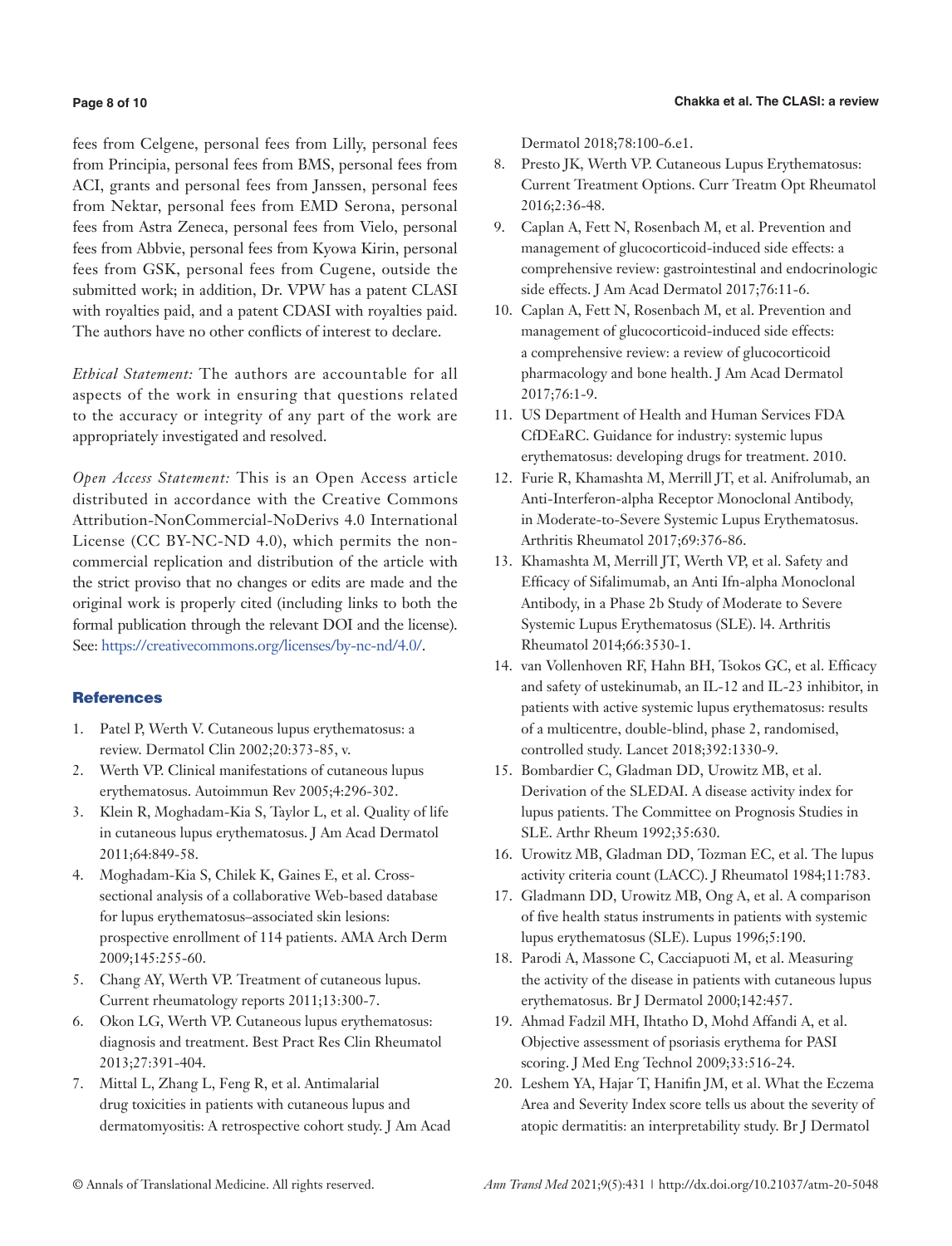fees from Celgene, personal fees from Lilly, personal fees from Principia, personal fees from BMS, personal fees from ACI, grants and personal fees from Janssen, personal fees from Nektar, personal fees from EMD Serona, personal fees from Astra Zeneca, personal fees from Vielo, personal fees from Abbvie, personal fees from Kyowa Kirin, personal fees from GSK, personal fees from Cugene, outside the submitted work; in addition, Dr. VPW has a patent CLASI with royalties paid, and a patent CDASI with royalties paid. The authors have no other conflicts of interest to declare.

*Ethical Statement:* The authors are accountable for all aspects of the work in ensuring that questions related to the accuracy or integrity of any part of the work are appropriately investigated and resolved.

*Open Access Statement:* This is an Open Access article distributed in accordance with the Creative Commons Attribution-NonCommercial-NoDerivs 4.0 International License (CC BY-NC-ND 4.0), which permits the non-commercial replication and distribution of the article with the strict proviso that no changes or edits are made and the original work is properly cited (including links to both the formal publication through the relevant DOI and the license). See: https://creativecommons.org/licenses/by-nc-nd/4.0/.

## References

1. Patel P, Werth V. Cutaneous lupus erythematosus: a review. Dermatol Clin 2002;20:373-85, v.
2. Werth VP. Clinical manifestations of cutaneous lupus erythematosus. Autoimmun Rev 2005;4:296-302.
3. Klein R, Moghadam-Kia S, Taylor L, et al. Quality of life in cutaneous lupus erythematosus. J Am Acad Dermatol 2011;64:849-58.
4. Moghadam-Kia S, Chilek K, Gaines E, et al. Cross-sectional analysis of a collaborative Web-based database for lupus erythematosus–associated skin lesions: prospective enrollment of 114 patients. AMA Arch Derm 2009;145:255-60.
5. Chang AY, Werth VP. Treatment of cutaneous lupus. Current rheumatology reports 2011;13:300-7.
6. Okon LG, Werth VP. Cutaneous lupus erythematosus: diagnosis and treatment. Best Pract Res Clin Rheumatol 2013;27:391-404.
7. Mittal L, Zhang L, Feng R, et al. Antimalarial drug toxicities in patients with cutaneous lupus and dermatomyositis: A retrospective cohort study. J Am Acad Dermatol 2018;78:100-6.e1.
8. Presto JK, Werth VP. Cutaneous Lupus Erythematosus: Current Treatment Options. Curr Treatm Opt Rheumatol 2016;2:36-48.
9. Caplan A, Fett N, Rosenbach M, et al. Prevention and management of glucocorticoid-induced side effects: a comprehensive review: gastrointestinal and endocrinologic side effects. J Am Acad Dermatol 2017;76:11-6.
10. Caplan A, Fett N, Rosenbach M, et al. Prevention and management of glucocorticoid-induced side effects: a comprehensive review: a review of glucocorticoid pharmacology and bone health. J Am Acad Dermatol 2017;76:1-9.
11. US Department of Health and Human Services FDA CfDEaRC. Guidance for industry: systemic lupus erythematosus: developing drugs for treatment. 2010.
12. Furie R, Khamashta M, Merrill JT, et al. Anifrolumab, an Anti-Interferon-alpha Receptor Monoclonal Antibody, in Moderate-to-Severe Systemic Lupus Erythematosus. Arthritis Rheumatol 2017;69:376-86.
13. Khamashta M, Merrill JT, Werth VP, et al. Safety and Efficacy of Sifalimumab, an Anti Ifn-alpha Monoclonal Antibody, in a Phase 2b Study of Moderate to Severe Systemic Lupus Erythematosus (SLE). l4. Arthritis Rheumatol 2014;66:3530-1.
14. van Vollenhoven RF, Hahn BH, Tsokos GC, et al. Efficacy and safety of ustekinumab, an IL-12 and IL-23 inhibitor, in patients with active systemic lupus erythematosus: results of a multicentre, double-blind, phase 2, randomised, controlled study. Lancet 2018;392:1330-9.
15. Bombardier C, Gladman DD, Urowitz MB, et al. Derivation of the SLEDAI. A disease activity index for lupus patients. The Committee on Prognosis Studies in SLE. Arthr Rheum 1992;35:630.
16. Urowitz MB, Gladman DD, Tozman EC, et al. The lupus activity criteria count (LACC). J Rheumatol 1984;11:783.
17. Gladmann DD, Urowitz MB, Ong A, et al. A comparison of five health status instruments in patients with systemic lupus erythematosus (SLE). Lupus 1996;5:190.
18. Parodi A, Massone C, Cacciapuoti M, et al. Measuring the activity of the disease in patients with cutaneous lupus erythematosus. Br J Dermatol 2000;142:457.
19. Ahmad Fadzil MH, Ihtatho D, Mohd Affandi A, et al. Objective assessment of psoriasis erythema for PASI scoring. J Med Eng Technol 2009;33:516-24.
20. Leshem YA, Hajar T, Hanifin JM, et al. What the Eczema Area and Severity Index score tells us about the severity of atopic dermatitis: an interpretability study. Br J Dermatol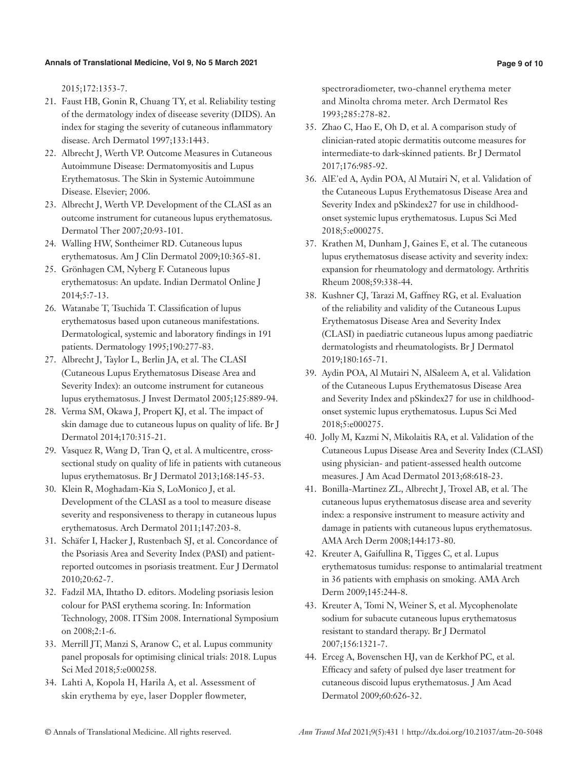2015;172:1353-7.

21. Faust HB, Gonin R, Chuang TY, et al. Reliability testing of the dermatology index of diseease severity (DIDS). An index for staging the severity of cutaneous inflammatory disease. Arch Dermatol 1997;133:1443.
22. Albrecht J, Werth VP. Outcome Measures in Cutaneous Autoimmune Disease: Dermatomyositis and Lupus Erythematosus. The Skin in Systemic Autoimmune Disease. Elsevier; 2006.
23. Albrecht J, Werth VP. Development of the CLASI as an outcome instrument for cutaneous lupus erythematosus. Dermatol Ther 2007;20:93-101.
24. Walling HW, Sontheimer RD. Cutaneous lupus erythematosus. Am J Clin Dermatol 2009;10:365-81.
25. Grönhagen CM, Nyberg F. Cutaneous lupus erythematosus: An update. Indian Dermatol Online J 2014;5:7-13.
26. Watanabe T, Tsuchida T. Classification of lupus erythematosus based upon cutaneous manifestations. Dermatological, systemic and laboratory findings in 191 patients. Dermatology 1995;190:277-83.
27. Albrecht J, Taylor L, Berlin JA, et al. The CLASI (Cutaneous Lupus Erythematosus Disease Area and Severity Index): an outcome instrument for cutaneous lupus erythematosus. J Invest Dermatol 2005;125:889-94.
28. Verma SM, Okawa J, Propert KJ, et al. The impact of skin damage due to cutaneous lupus on quality of life. Br J Dermatol 2014;170:315-21.
29. Vasquez R, Wang D, Tran Q, et al. A multicentre, cross-sectional study on quality of life in patients with cutaneous lupus erythematosus. Br J Dermatol 2013;168:145-53.
30. Klein R, Moghadam-Kia S, LoMonico J, et al. Development of the CLASI as a tool to measure disease severity and responsiveness to therapy in cutaneous lupus erythematosus. Arch Dermatol 2011;147:203-8.
31. Schäfer I, Hacker J, Rustenbach SJ, et al. Concordance of the Psoriasis Area and Severity Index (PASI) and patient-reported outcomes in psoriasis treatment. Eur J Dermatol 2010;20:62-7.
32. Fadzil MA, Ihtatho D. editors. Modeling psoriasis lesion colour for PASI erythema scoring. In: Information Technology, 2008. ITSim 2008. International Symposium on 2008;2:1-6.
33. Merrill JT, Manzi S, Aranow C, et al. Lupus community panel proposals for optimising clinical trials: 2018. Lupus Sci Med 2018;5:e000258.
34. Lahti A, Kopola H, Harila A, et al. Assessment of skin erythema by eye, laser Doppler flowmeter, spectroradiometer, two-channel erythema meter and Minolta chroma meter. Arch Dermatol Res 1993;285:278-82.
35. Zhao C, Hao E, Oh D, et al. A comparison study of clinician-rated atopic dermatitis outcome measures for intermediate-to dark-skinned patients. Br J Dermatol 2017;176:985-92.
36. AlE'ed A, Aydin POA, Al Mutairi N, et al. Validation of the Cutaneous Lupus Erythematosus Disease Area and Severity Index and pSkindex27 for use in childhood-onset systemic lupus erythematosus. Lupus Sci Med 2018;5:e000275.
37. Krathen M, Dunham J, Gaines E, et al. The cutaneous lupus erythematosus disease activity and severity index: expansion for rheumatology and dermatology. Arthritis Rheum 2008;59:338-44.
38. Kushner CJ, Tarazi M, Gaffney RG, et al. Evaluation of the reliability and validity of the Cutaneous Lupus Erythematosus Disease Area and Severity Index (CLASI) in paediatric cutaneous lupus among paediatric dermatologists and rheumatologists. Br J Dermatol 2019;180:165-71.
39. Aydin POA, Al Mutairi N, AlSaleem A, et al. Validation of the Cutaneous Lupus Erythematosus Disease Area and Severity Index and pSkindex27 for use in childhood-onset systemic lupus erythematosus. Lupus Sci Med 2018;5:e000275.
40. Jolly M, Kazmi N, Mikolaitis RA, et al. Validation of the Cutaneous Lupus Disease Area and Severity Index (CLASI) using physician- and patient-assessed health outcome measures. J Am Acad Dermatol 2013;68:618-23.
41. Bonilla-Martinez ZL, Albrecht J, Troxel AB, et al. The cutaneous lupus erythematosus disease area and severity index: a responsive instrument to measure activity and damage in patients with cutaneous lupus erythematosus. AMA Arch Derm 2008;144:173-80.
42. Kreuter A, Gaifullina R, Tigges C, et al. Lupus erythematosus tumidus: response to antimalarial treatment in 36 patients with emphasis on smoking. AMA Arch Derm 2009;145:244-8.
43. Kreuter A, Tomi N, Weiner S, et al. Mycophenolate sodium for subacute cutaneous lupus erythematosus resistant to standard therapy. Br J Dermatol 2007;156:1321-7.
44. Erceg A, Bovenschen HJ, van de Kerkhof PC, et al. Efficacy and safety of pulsed dye laser treatment for cutaneous discoid lupus erythematosus. J Am Acad Dermatol 2009;60:626-32.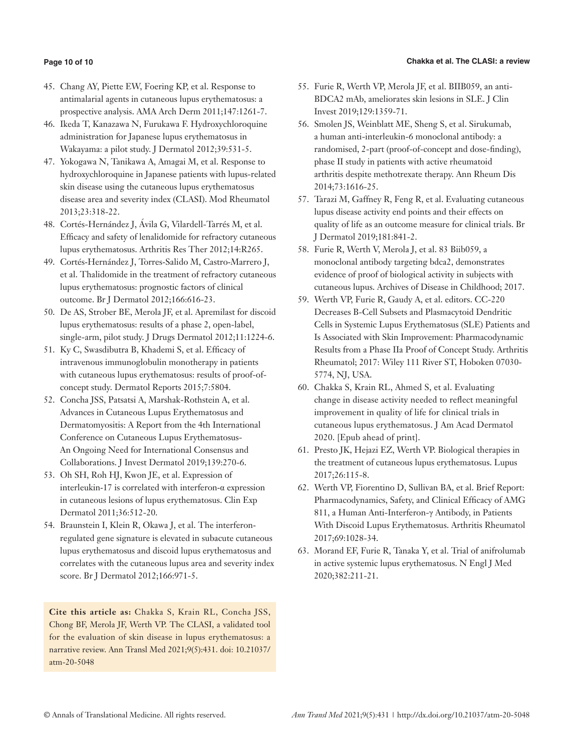45. Chang AY, Piette EW, Foering KP, et al. Response to antimalarial agents in cutaneous lupus erythematosus: a prospective analysis. AMA Arch Derm 2011;147:1261-7.
46. Ikeda T, Kanazawa N, Furukawa F. Hydroxychloroquine administration for Japanese lupus erythematosus in Wakayama: a pilot study. J Dermatol 2012;39:531-5.
47. Yokogawa N, Tanikawa A, Amagai M, et al. Response to hydroxychloroquine in Japanese patients with lupus-related skin disease using the cutaneous lupus erythematosus disease area and severity index (CLASI). Mod Rheumatol 2013;23:318-22.
48. Cortés-Hernández J, Ávila G, Vilardell-Tarrés M, et al. Efficacy and safety of lenalidomide for refractory cutaneous lupus erythematosus. Arthritis Res Ther 2012;14:R265.
49. Cortés-Hernández J, Torres-Salido M, Castro-Marrero J, et al. Thalidomide in the treatment of refractory cutaneous lupus erythematosus: prognostic factors of clinical outcome. Br J Dermatol 2012;166:616-23.
50. De AS, Strober BE, Merola JF, et al. Apremilast for discoid lupus erythematosus: results of a phase 2, open-label, single-arm, pilot study. J Drugs Dermatol 2012;11:1224-6.
51. Ky C, Swasdibutra B, Khademi S, et al. Efficacy of intravenous immunoglobulin monotherapy in patients with cutaneous lupus erythematosus: results of proof-of-concept study. Dermatol Reports 2015;7:5804.
52. Concha JSS, Patsatsi A, Marshak-Rothstein A, et al. Advances in Cutaneous Lupus Erythematosus and Dermatomyositis: A Report from the 4th International Conference on Cutaneous Lupus Erythematosus-An Ongoing Need for International Consensus and Collaborations. J Invest Dermatol 2019;139:270-6.
53. Oh SH, Roh HJ, Kwon JE, et al. Expression of interleukin-17 is correlated with interferon-α expression in cutaneous lesions of lupus erythematosus. Clin Exp Dermatol 2011;36:512-20.
54. Braunstein I, Klein R, Okawa J, et al. The interferon-regulated gene signature is elevated in subacute cutaneous lupus erythematosus and discoid lupus erythematosus and correlates with the cutaneous lupus area and severity index score. Br J Dermatol 2012;166:971-5.
55. Furie R, Werth VP, Merola JF, et al. BIIB059, an anti-BDCA2 mAb, ameliorates skin lesions in SLE. J Clin Invest 2019;129:1359-71.
56. Smolen JS, Weinblatt ME, Sheng S, et al. Sirukumab, a human anti-interleukin-6 monoclonal antibody: a randomised, 2-part (proof-of-concept and dose-finding), phase II study in patients with active rheumatoid arthritis despite methotrexate therapy. Ann Rheum Dis 2014;73:1616-25.
57. Tarazi M, Gaffney R, Feng R, et al. Evaluating cutaneous lupus disease activity end points and their effects on quality of life as an outcome measure for clinical trials. Br J Dermatol 2019;181:841-2.
58. Furie R, Werth V, Merola J, et al. 83 Biib059, a monoclonal antibody targeting bdca2, demonstrates evidence of proof of biological activity in subjects with cutaneous lupus. Archives of Disease in Childhood; 2017.
59. Werth VP, Furie R, Gaudy A, et al. editors. CC-220 Decreases B-Cell Subsets and Plasmacytoid Dendritic Cells in Systemic Lupus Erythematosus (SLE) Patients and Is Associated with Skin Improvement: Pharmacodynamic Results from a Phase IIa Proof of Concept Study. Arthritis Rheumatol; 2017: Wiley 111 River ST, Hoboken 07030-5774, NJ, USA.
60. Chakka S, Krain RL, Ahmed S, et al. Evaluating change in disease activity needed to reflect meaningful improvement in quality of life for clinical trials in cutaneous lupus erythematosus. J Am Acad Dermatol 2020. [Epub ahead of print].
61. Presto JK, Hejazi EZ, Werth VP. Biological therapies in the treatment of cutaneous lupus erythematosus. Lupus 2017;26:115-8.
62. Werth VP, Fiorentino D, Sullivan BA, et al. Brief Report: Pharmacodynamics, Safety, and Clinical Efficacy of AMG 811, a Human Anti-Interferon-γ Antibody, in Patients With Discoid Lupus Erythematosus. Arthritis Rheumatol 2017;69:1028-34.
63. Morand EF, Furie R, Tanaka Y, et al. Trial of anifrolumab in active systemic lupus erythematosus. N Engl J Med 2020;382:211-21.

**Cite this article as:** Chakka S, Krain RL, Concha JSS, Chong BF, Merola JF, Werth VP. The CLASI, a validated tool for the evaluation of skin disease in lupus erythematosus: a narrative review. Ann Transl Med 2021;9(5):431. doi: 10.21037/atm-20-5048